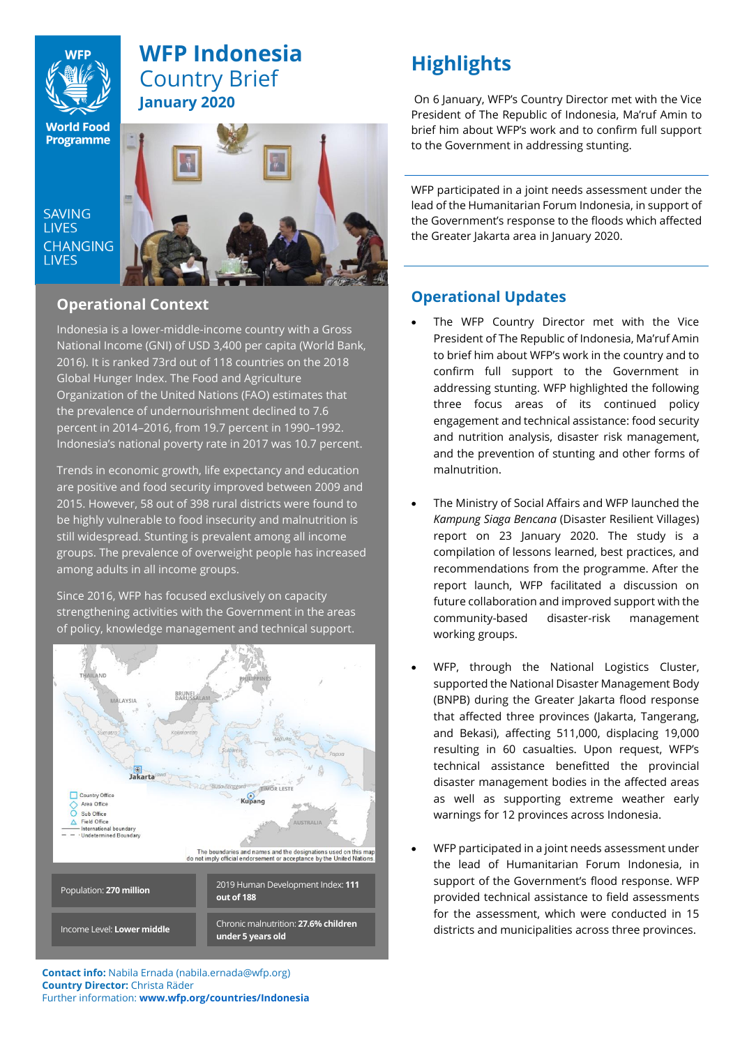# WFP Indonesia Country Brief

**January 2020**

SAVING LIVES CHANGING LIVES

## Operational Context

Indonesia is a lower-middle-income country with a Gross National Income (GNI) of USD 3,400 per capita (World Bank, 2016). It is ranked 73rd out of 118 countries on the 2018 Global Hunger Index. The Food and Agriculture Organization of the United Nations (FAO) estimates that the prevalence of undernourishment declined to 7.6 percent in 2014–2016, from 19.7 percent in 1990–1992. Indonesia's national poverty rate in 2017 was 10.7 percent.

Trends in economic growth, life expectancy and education are positive and food security improved between 2009 and 2015. However, 58 out of 398 rural districts were found to be highly vulnerable to food insecurity and malnutrition is still widespread. Stunting is prevalent among all income groups. The prevalence of overweight people has increased among adults in all income groups.

Since 2016, WFP has focused exclusively on capacity strengthening activities with the Government in the areas of policy, knowledge management and technical support.

The boundaries and names and the designations used on this map do not imply official endorsement or acceptance by the United Nations

| | |
|---|---|
| Population: **270 million** | 2019 Human Development Index: **111 out of 188** |
| Income Level: **Lower middle** | Chronic malnutrition: **27.6% children under 5 years old** |

**Contact info:** Nabila Ernada (nabila.ernada@wfp.org)
**Country Director:** Christa Räder
Further information: **www.wfp.org/countries/Indonesia**

## Highlights

On 6 January, WFP's Country Director met with the Vice President of The Republic of Indonesia, Ma'ruf Amin to brief him about WFP's work and to confirm full support to the Government in addressing stunting.

WFP participated in a joint needs assessment under the lead of the Humanitarian Forum Indonesia, in support of the Government's response to the floods which affected the Greater Jakarta area in January 2020.

## Operational Updates

- The WFP Country Director met with the Vice President of The Republic of Indonesia, Ma'ruf Amin to brief him about WFP's work in the country and to confirm full support to the Government in addressing stunting. WFP highlighted the following three focus areas of its continued policy engagement and technical assistance: food security and nutrition analysis, disaster risk management, and the prevention of stunting and other forms of malnutrition.
- The Ministry of Social Affairs and WFP launched the *Kampung Siaga Bencana* (Disaster Resilient Villages) report on 23 January 2020. The study is a compilation of lessons learned, best practices, and recommendations from the programme. After the report launch, WFP facilitated a discussion on future collaboration and improved support with the community-based disaster-risk management working groups.
- WFP, through the National Logistics Cluster, supported the National Disaster Management Body (BNPB) during the Greater Jakarta flood response that affected three provinces (Jakarta, Tangerang, and Bekasi), affecting 511,000, displacing 19,000 resulting in 60 casualties. Upon request, WFP's technical assistance benefitted the provincial disaster management bodies in the affected areas as well as supporting extreme weather early warnings for 12 provinces across Indonesia.
- WFP participated in a joint needs assessment under the lead of Humanitarian Forum Indonesia, in support of the Government's flood response. WFP provided technical assistance to field assessments for the assessment, which were conducted in 15 districts and municipalities across three provinces.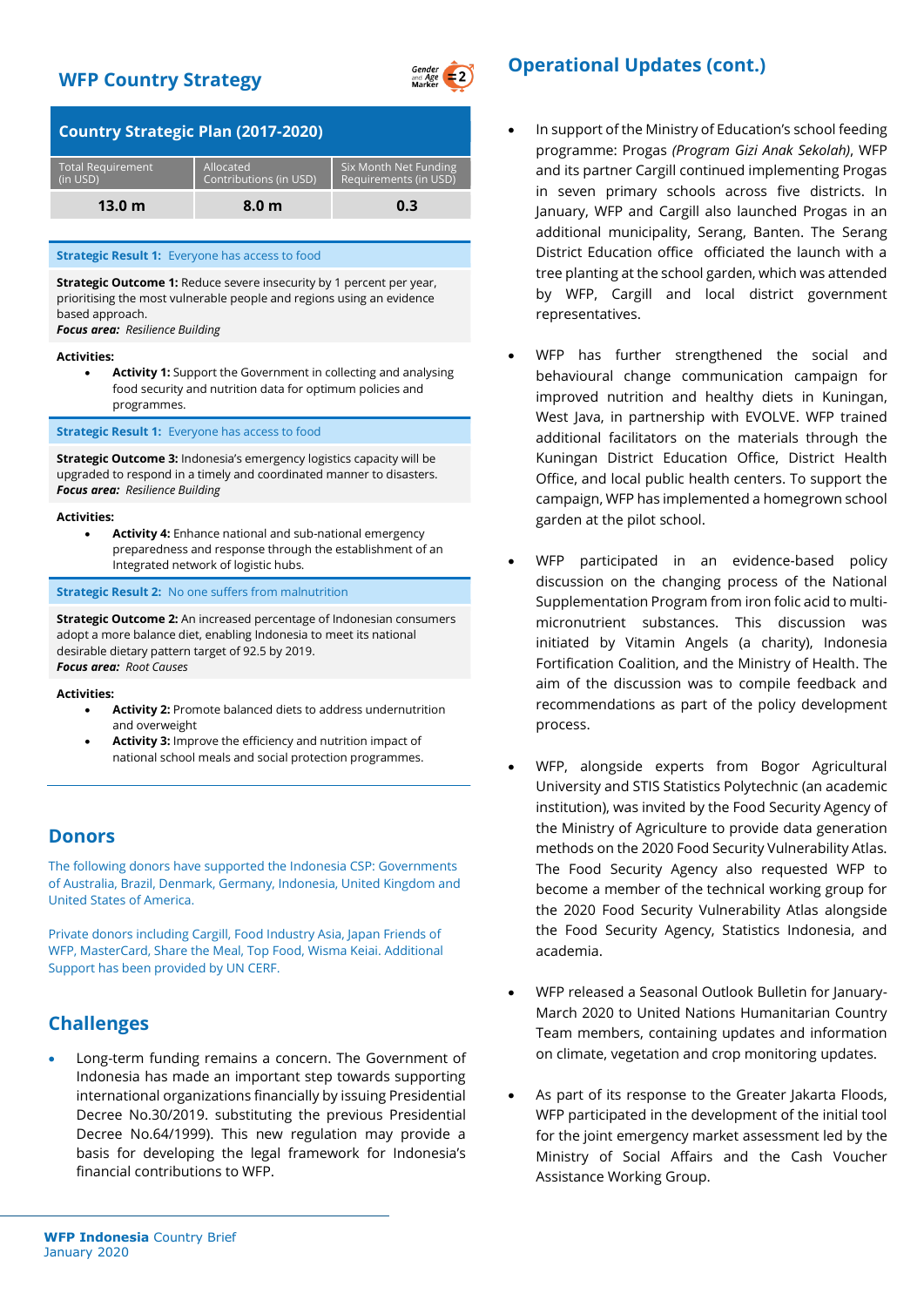## WFP Country Strategy

### Country Strategic Plan (2017-2020)

| Total Requirement (in USD) | Allocated Contributions (in USD) | Six Month Net Funding Requirements (in USD) |
|---|---|---|
| 13.0 m | 8.0 m | 0.3 |

**Strategic Result 1:** Everyone has access to food

**Strategic Outcome 1:** Reduce severe insecurity by 1 percent per year, prioritising the most vulnerable people and regions using an evidence based approach.
***Focus area:*** *Resilience Building*

**Activities:**

- **Activity 1:** Support the Government in collecting and analysing food security and nutrition data for optimum policies and programmes.

**Strategic Result 1:** Everyone has access to food

**Strategic Outcome 3:** Indonesia's emergency logistics capacity will be upgraded to respond in a timely and coordinated manner to disasters.
***Focus area:*** *Resilience Building*

**Activities:**

- **Activity 4:** Enhance national and sub-national emergency preparedness and response through the establishment of an Integrated network of logistic hubs.

**Strategic Result 2:** No one suffers from malnutrition

**Strategic Outcome 2:** An increased percentage of Indonesian consumers adopt a more balance diet, enabling Indonesia to meet its national desirable dietary pattern target of 92.5 by 2019.
***Focus area:*** *Root Causes*

**Activities:**

- **Activity 2:** Promote balanced diets to address undernutrition and overweight
- **Activity 3:** Improve the efficiency and nutrition impact of national school meals and social protection programmes.

## Donors

The following donors have supported the Indonesia CSP: Governments of Australia, Brazil, Denmark, Germany, Indonesia, United Kingdom and United States of America.

Private donors including Cargill, Food Industry Asia, Japan Friends of WFP, MasterCard, Share the Meal, Top Food, Wisma Keiai. Additional Support has been provided by UN CERF.

## Challenges

- Long-term funding remains a concern. The Government of Indonesia has made an important step towards supporting international organizations financially by issuing Presidential Decree No.30/2019. substituting the previous Presidential Decree No.64/1999). This new regulation may provide a basis for developing the legal framework for Indonesia's financial contributions to WFP.

## Operational Updates (cont.)

- In support of the Ministry of Education's school feeding programme: Progas *(Program Gizi Anak Sekolah)*, WFP and its partner Cargill continued implementing Progas in seven primary schools across five districts. In January, WFP and Cargill also launched Progas in an additional municipality, Serang, Banten. The Serang District Education office officiated the launch with a tree planting at the school garden, which was attended by WFP, Cargill and local district government representatives.

- WFP has further strengthened the social and behavioural change communication campaign for improved nutrition and healthy diets in Kuningan, West Java, in partnership with EVOLVE. WFP trained additional facilitators on the materials through the Kuningan District Education Office, District Health Office, and local public health centers. To support the campaign, WFP has implemented a homegrown school garden at the pilot school.

- WFP participated in an evidence-based policy discussion on the changing process of the National Supplementation Program from iron folic acid to multi-micronutrient substances. This discussion was initiated by Vitamin Angels (a charity), Indonesia Fortification Coalition, and the Ministry of Health. The aim of the discussion was to compile feedback and recommendations as part of the policy development process.

- WFP, alongside experts from Bogor Agricultural University and STIS Statistics Polytechnic (an academic institution), was invited by the Food Security Agency of the Ministry of Agriculture to provide data generation methods on the 2020 Food Security Vulnerability Atlas. The Food Security Agency also requested WFP to become a member of the technical working group for the 2020 Food Security Vulnerability Atlas alongside the Food Security Agency, Statistics Indonesia, and academia.

- WFP released a Seasonal Outlook Bulletin for January-March 2020 to United Nations Humanitarian Country Team members, containing updates and information on climate, vegetation and crop monitoring updates.

- As part of its response to the Greater Jakarta Floods, WFP participated in the development of the initial tool for the joint emergency market assessment led by the Ministry of Social Affairs and the Cash Voucher Assistance Working Group.